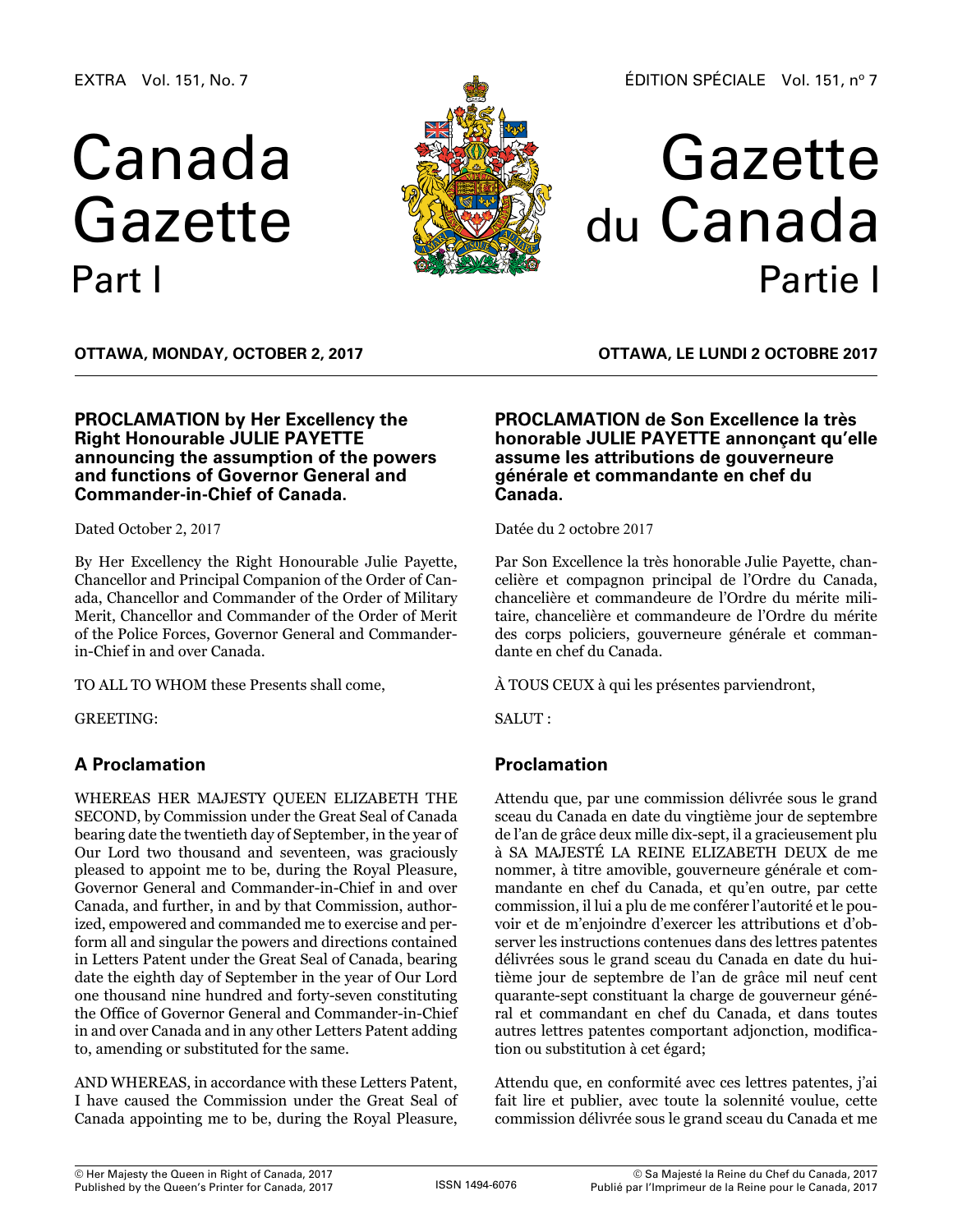EXTRA Vol. 151, No. 7

# Canada Gazette
## Part I

ÉDITION SPÉCIALE Vol. 151, nº 7

# Gazette du Canada
## Partie I

**OTTAWA, MONDAY, OCTOBER 2, 2017**

**OTTAWA, LE LUNDI 2 OCTOBRE 2017**

**PROCLAMATION by Her Excellency the Right Honourable JULIE PAYETTE announcing the assumption of the powers and functions of Governor General and Commander-in-Chief of Canada.**

Dated October 2, 2017

By Her Excellency the Right Honourable Julie Payette, Chancellor and Principal Companion of the Order of Canada, Chancellor and Commander of the Order of Military Merit, Chancellor and Commander of the Order of Merit of the Police Forces, Governor General and Commander-in-Chief in and over Canada.

TO ALL TO WHOM these Presents shall come,

GREETING:

## A Proclamation

WHEREAS HER MAJESTY QUEEN ELIZABETH THE SECOND, by Commission under the Great Seal of Canada bearing date the twentieth day of September, in the year of Our Lord two thousand and seventeen, was graciously pleased to appoint me to be, during the Royal Pleasure, Governor General and Commander-in-Chief in and over Canada, and further, in and by that Commission, authorized, empowered and commanded me to exercise and perform all and singular the powers and directions contained in Letters Patent under the Great Seal of Canada, bearing date the eighth day of September in the year of Our Lord one thousand nine hundred and forty-seven constituting the Office of Governor General and Commander-in-Chief in and over Canada and in any other Letters Patent adding to, amending or substituted for the same.

AND WHEREAS, in accordance with these Letters Patent, I have caused the Commission under the Great Seal of Canada appointing me to be, during the Royal Pleasure,

**PROCLAMATION de Son Excellence la très honorable JULIE PAYETTE annonçant qu'elle assume les attributions de gouverneure générale et commandante en chef du Canada.**

Datée du 2 octobre 2017

Par Son Excellence la très honorable Julie Payette, chancelière et compagnon principal de l'Ordre du Canada, chancelière et commandeure de l'Ordre du mérite militaire, chancelière et commandeure de l'Ordre du mérite des corps policiers, gouverneure générale et commandante en chef du Canada.

À TOUS CEUX à qui les présentes parviendront,

SALUT :

## Proclamation

Attendu que, par une commission délivrée sous le grand sceau du Canada en date du vingtième jour de septembre de l'an de grâce deux mille dix-sept, il a gracieusement plu à SA MAJESTÉ LA REINE ELIZABETH DEUX de me nommer, à titre amovible, gouverneure générale et commandante en chef du Canada, et qu'en outre, par cette commission, il lui a plu de me conférer l'autorité et le pouvoir et de m'enjoindre d'exercer les attributions et d'observer les instructions contenues dans des lettres patentes délivrées sous le grand sceau du Canada en date du huitième jour de septembre de l'an de grâce mil neuf cent quarante-sept constituant la charge de gouverneur général et commandant en chef du Canada, et dans toutes autres lettres patentes comportant adjonction, modification ou substitution à cet égard;

Attendu que, en conformité avec ces lettres patentes, j'ai fait lire et publier, avec toute la solennité voulue, cette commission délivrée sous le grand sceau du Canada et me

© Her Majesty the Queen in Right of Canada, 2017
Published by the Queen's Printer for Canada, 2017

ISSN 1494-6076

© Sa Majesté la Reine du Chef du Canada, 2017
Publié par l'Imprimeur de la Reine pour le Canada, 2017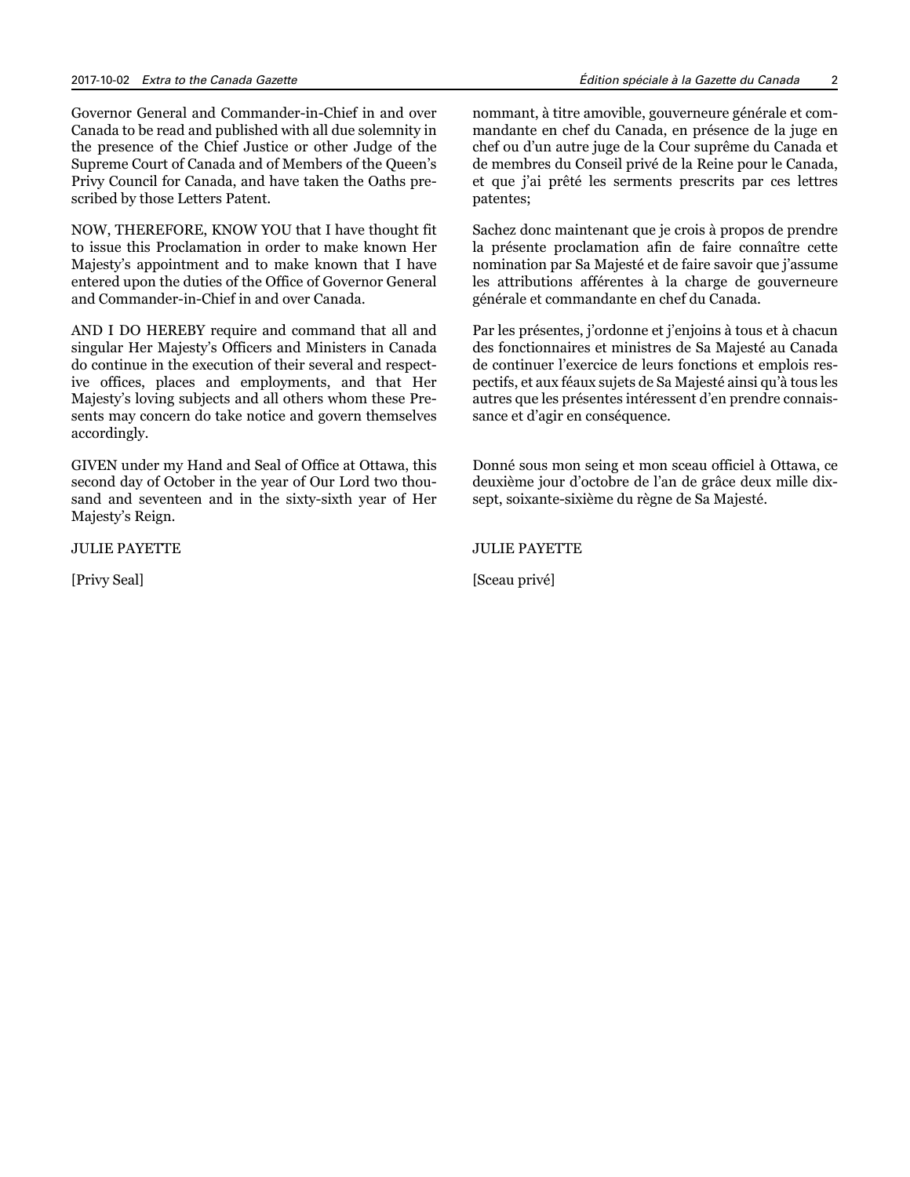Governor General and Commander-in-Chief in and over Canada to be read and published with all due solemnity in the presence of the Chief Justice or other Judge of the Supreme Court of Canada and of Members of the Queen's Privy Council for Canada, and have taken the Oaths prescribed by those Letters Patent.

NOW, THEREFORE, KNOW YOU that I have thought fit to issue this Proclamation in order to make known Her Majesty's appointment and to make known that I have entered upon the duties of the Office of Governor General and Commander-in-Chief in and over Canada.

AND I DO HEREBY require and command that all and singular Her Majesty's Officers and Ministers in Canada do continue in the execution of their several and respective offices, places and employments, and that Her Majesty's loving subjects and all others whom these Presents may concern do take notice and govern themselves accordingly.

GIVEN under my Hand and Seal of Office at Ottawa, this second day of October in the year of Our Lord two thousand and seventeen and in the sixty-sixth year of Her Majesty's Reign.

JULIE PAYETTE

[Privy Seal]

nommant, à titre amovible, gouverneure générale et commandante en chef du Canada, en présence de la juge en chef ou d'un autre juge de la Cour suprême du Canada et de membres du Conseil privé de la Reine pour le Canada, et que j'ai prêté les serments prescrits par ces lettres patentes;

Sachez donc maintenant que je crois à propos de prendre la présente proclamation afin de faire connaître cette nomination par Sa Majesté et de faire savoir que j'assume les attributions afférentes à la charge de gouverneure générale et commandante en chef du Canada.

Par les présentes, j'ordonne et j'enjoins à tous et à chacun des fonctionnaires et ministres de Sa Majesté au Canada de continuer l'exercice de leurs fonctions et emplois respectifs, et aux féaux sujets de Sa Majesté ainsi qu'à tous les autres que les présentes intéressent d'en prendre connaissance et d'agir en conséquence.

Donné sous mon seing et mon sceau officiel à Ottawa, ce deuxième jour d'octobre de l'an de grâce deux mille dix-sept, soixante-sixième du règne de Sa Majesté.

JULIE PAYETTE

[Sceau privé]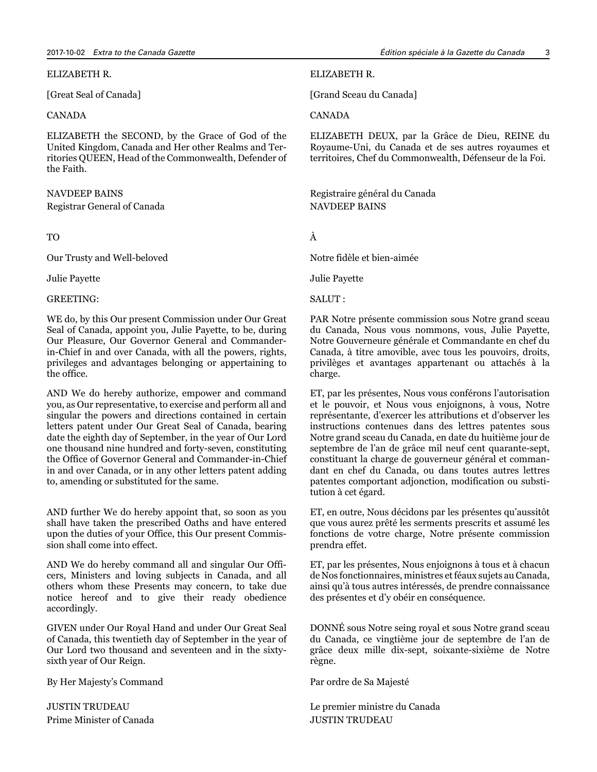ELIZABETH R.

[Great Seal of Canada]

CANADA

ELIZABETH the SECOND, by the Grace of God of the United Kingdom, Canada and Her other Realms and Territories QUEEN, Head of the Commonwealth, Defender of the Faith.

NAVDEEP BAINS
Registrar General of Canada

TO

Our Trusty and Well-beloved

Julie Payette

GREETING:

WE do, by this Our present Commission under Our Great Seal of Canada, appoint you, Julie Payette, to be, during Our Pleasure, Our Governor General and Commander-in-Chief in and over Canada, with all the powers, rights, privileges and advantages belonging or appertaining to the office.

AND We do hereby authorize, empower and command you, as Our representative, to exercise and perform all and singular the powers and directions contained in certain letters patent under Our Great Seal of Canada, bearing date the eighth day of September, in the year of Our Lord one thousand nine hundred and forty-seven, constituting the Office of Governor General and Commander-in-Chief in and over Canada, or in any other letters patent adding to, amending or substituted for the same.

AND further We do hereby appoint that, so soon as you shall have taken the prescribed Oaths and have entered upon the duties of your Office, this Our present Commission shall come into effect.

AND We do hereby command all and singular Our Officers, Ministers and loving subjects in Canada, and all others whom these Presents may concern, to take due notice hereof and to give their ready obedience accordingly.

GIVEN under Our Royal Hand and under Our Great Seal of Canada, this twentieth day of September in the year of Our Lord two thousand and seventeen and in the sixty-sixth year of Our Reign.

By Her Majesty's Command

JUSTIN TRUDEAU
Prime Minister of Canada

ELIZABETH R.

[Grand Sceau du Canada]

CANADA

ELIZABETH DEUX, par la Grâce de Dieu, REINE du Royaume-Uni, du Canada et de ses autres royaumes et territoires, Chef du Commonwealth, Défenseur de la Foi.

Registraire général du Canada
NAVDEEP BAINS

À

Notre fidèle et bien-aimée

Julie Payette

SALUT :

PAR Notre présente commission sous Notre grand sceau du Canada, Nous vous nommons, vous, Julie Payette, Notre Gouverneure générale et Commandante en chef du Canada, à titre amovible, avec tous les pouvoirs, droits, privilèges et avantages appartenant ou attachés à la charge.

ET, par les présentes, Nous vous conférons l'autorisation et le pouvoir, et Nous vous enjoignons, à vous, Notre représentante, d'exercer les attributions et d'observer les instructions contenues dans des lettres patentes sous Notre grand sceau du Canada, en date du huitième jour de septembre de l'an de grâce mil neuf cent quarante-sept, constituant la charge de gouverneur général et commandant en chef du Canada, ou dans toutes autres lettres patentes comportant adjonction, modification ou substitution à cet égard.

ET, en outre, Nous décidons par les présentes qu'aussitôt que vous aurez prêté les serments prescrits et assumé les fonctions de votre charge, Notre présente commission prendra effet.

ET, par les présentes, Nous enjoignons à tous et à chacun de Nos fonctionnaires, ministres et féaux sujets au Canada, ainsi qu'à tous autres intéressés, de prendre connaissance des présentes et d'y obéir en conséquence.

DONNÉ sous Notre seing royal et sous Notre grand sceau du Canada, ce vingtième jour de septembre de l'an de grâce deux mille dix-sept, soixante-sixième de Notre règne.

Par ordre de Sa Majesté

Le premier ministre du Canada
JUSTIN TRUDEAU